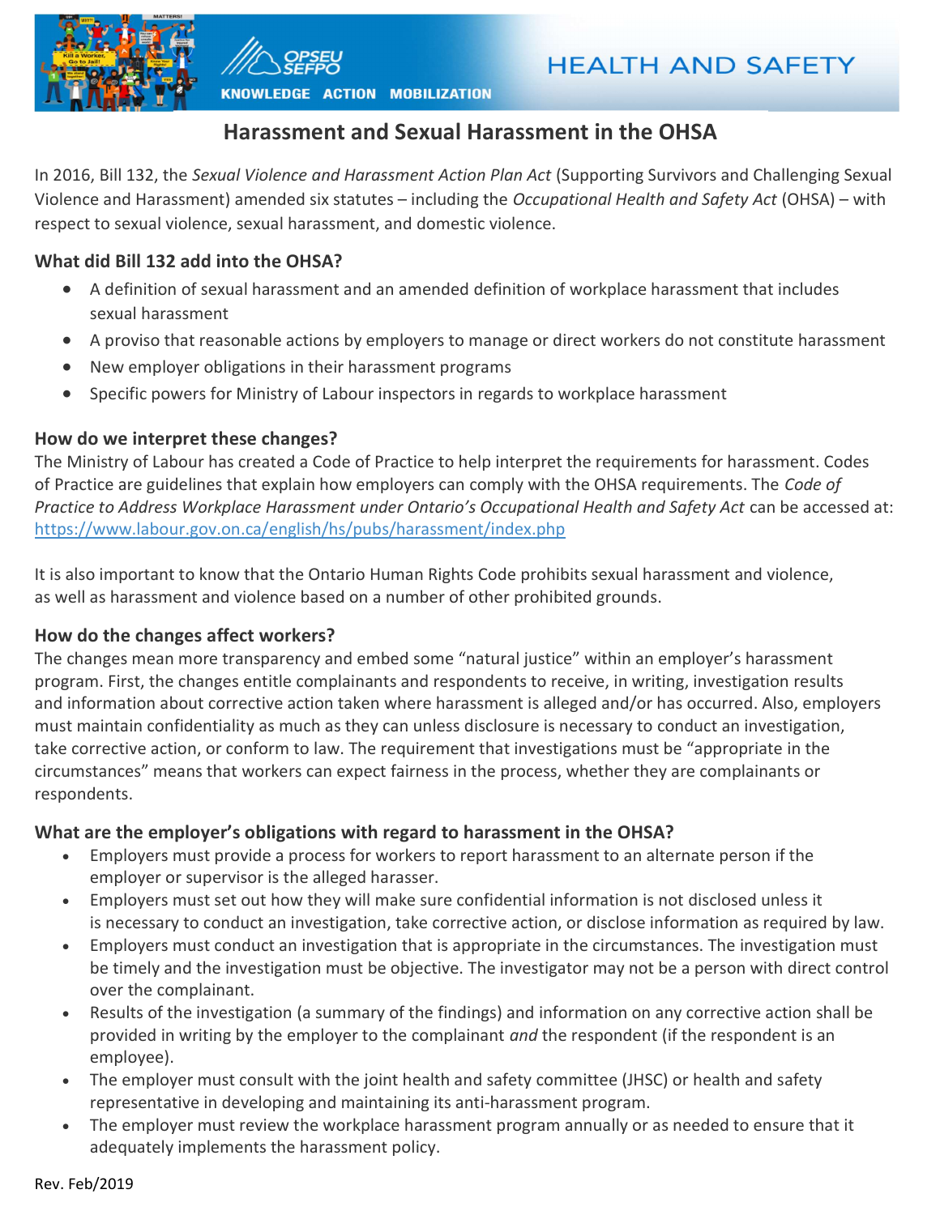# Harassment and Sexual Harassment in the OHSA

In 2016, Bill 132, the *Sexual Violence and Harassment Action Plan Act* (Supporting Survivors and Challenging Sexual Violence and Harassment) amended six statutes – including the *Occupational Health and Safety Act* (OHSA) – with respect to sexual violence, sexual harassment, and domestic violence.

### What did Bill 132 add into the OHSA?

- A definition of sexual harassment and an amended definition of workplace harassment that includes sexual harassment
- A proviso that reasonable actions by employers to manage or direct workers do not constitute harassment
- New employer obligations in their harassment programs
- Specific powers for Ministry of Labour inspectors in regards to workplace harassment

### How do we interpret these changes?

The Ministry of Labour has created a Code of Practice to help interpret the requirements for harassment. Codes of Practice are guidelines that explain how employers can comply with the OHSA requirements. The *Code of Practice to Address Workplace Harassment under Ontario's Occupational Health and Safety Act* can be accessed at: https://www.labour.gov.on.ca/english/hs/pubs/harassment/index.php

It is also important to know that the Ontario Human Rights Code prohibits sexual harassment and violence, as well as harassment and violence based on a number of other prohibited grounds.

### How do the changes affect workers?

The changes mean more transparency and embed some "natural justice" within an employer's harassment program. First, the changes entitle complainants and respondents to receive, in writing, investigation results and information about corrective action taken where harassment is alleged and/or has occurred. Also, employers must maintain confidentiality as much as they can unless disclosure is necessary to conduct an investigation, take corrective action, or conform to law. The requirement that investigations must be "appropriate in the circumstances" means that workers can expect fairness in the process, whether they are complainants or respondents.

### What are the employer's obligations with regard to harassment in the OHSA?

- Employers must provide a process for workers to report harassment to an alternate person if the employer or supervisor is the alleged harasser.
- Employers must set out how they will make sure confidential information is not disclosed unless it is necessary to conduct an investigation, take corrective action, or disclose information as required by law.
- Employers must conduct an investigation that is appropriate in the circumstances. The investigation must be timely and the investigation must be objective. The investigator may not be a person with direct control over the complainant.
- Results of the investigation (a summary of the findings) and information on any corrective action shall be provided in writing by the employer to the complainant *and* the respondent (if the respondent is an employee).
- The employer must consult with the joint health and safety committee (JHSC) or health and safety representative in developing and maintaining its anti-harassment program.
- The employer must review the workplace harassment program annually or as needed to ensure that it adequately implements the harassment policy.

Rev. Feb/2019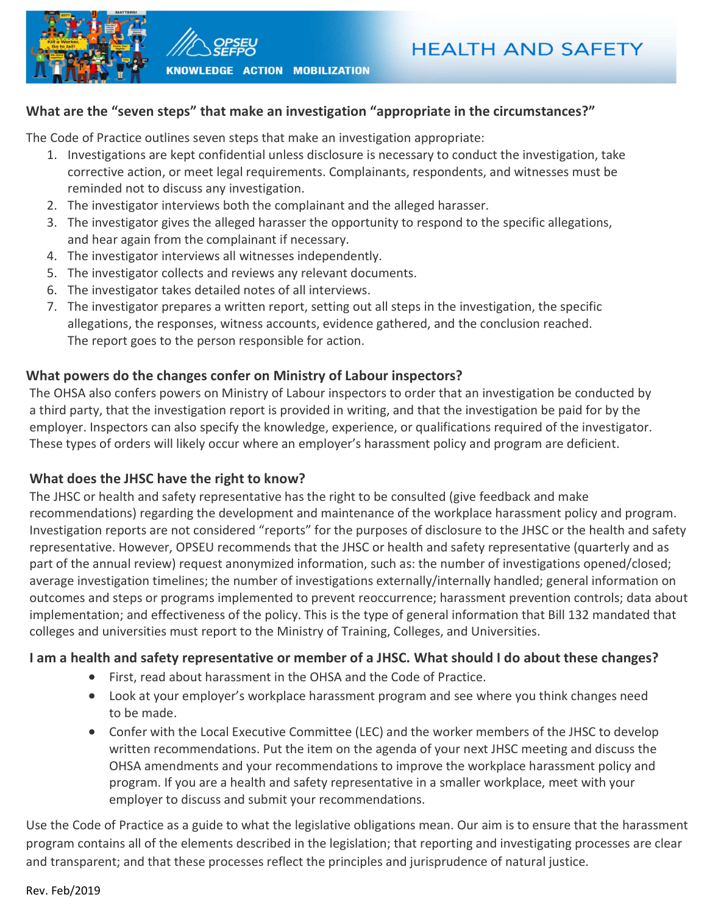### What are the "seven steps" that make an investigation "appropriate in the circumstances?"

The Code of Practice outlines seven steps that make an investigation appropriate:

1. Investigations are kept confidential unless disclosure is necessary to conduct the investigation, take corrective action, or meet legal requirements. Complainants, respondents, and witnesses must be reminded not to discuss any investigation.
2. The investigator interviews both the complainant and the alleged harasser.
3. The investigator gives the alleged harasser the opportunity to respond to the specific allegations, and hear again from the complainant if necessary.
4. The investigator interviews all witnesses independently.
5. The investigator collects and reviews any relevant documents.
6. The investigator takes detailed notes of all interviews.
7. The investigator prepares a written report, setting out all steps in the investigation, the specific allegations, the responses, witness accounts, evidence gathered, and the conclusion reached. The report goes to the person responsible for action.

### What powers do the changes confer on Ministry of Labour inspectors?

The OHSA also confers powers on Ministry of Labour inspectors to order that an investigation be conducted by a third party, that the investigation report is provided in writing, and that the investigation be paid for by the employer. Inspectors can also specify the knowledge, experience, or qualifications required of the investigator. These types of orders will likely occur where an employer's harassment policy and program are deficient.

### What does the JHSC have the right to know?

The JHSC or health and safety representative has the right to be consulted (give feedback and make recommendations) regarding the development and maintenance of the workplace harassment policy and program. Investigation reports are not considered "reports" for the purposes of disclosure to the JHSC or the health and safety representative. However, OPSEU recommends that the JHSC or health and safety representative (quarterly and as part of the annual review) request anonymized information, such as: the number of investigations opened/closed; average investigation timelines; the number of investigations externally/internally handled; general information on outcomes and steps or programs implemented to prevent reoccurrence; harassment prevention controls; data about implementation; and effectiveness of the policy. This is the type of general information that Bill 132 mandated that colleges and universities must report to the Ministry of Training, Colleges, and Universities.

### I am a health and safety representative or member of a JHSC. What should I do about these changes?

- First, read about harassment in the OHSA and the Code of Practice.
- Look at your employer's workplace harassment program and see where you think changes need to be made.
- Confer with the Local Executive Committee (LEC) and the worker members of the JHSC to develop written recommendations. Put the item on the agenda of your next JHSC meeting and discuss the OHSA amendments and your recommendations to improve the workplace harassment policy and program. If you are a health and safety representative in a smaller workplace, meet with your employer to discuss and submit your recommendations.

Use the Code of Practice as a guide to what the legislative obligations mean. Our aim is to ensure that the harassment program contains all of the elements described in the legislation; that reporting and investigating processes are clear and transparent; and that these processes reflect the principles and jurisprudence of natural justice.

Rev. Feb/2019